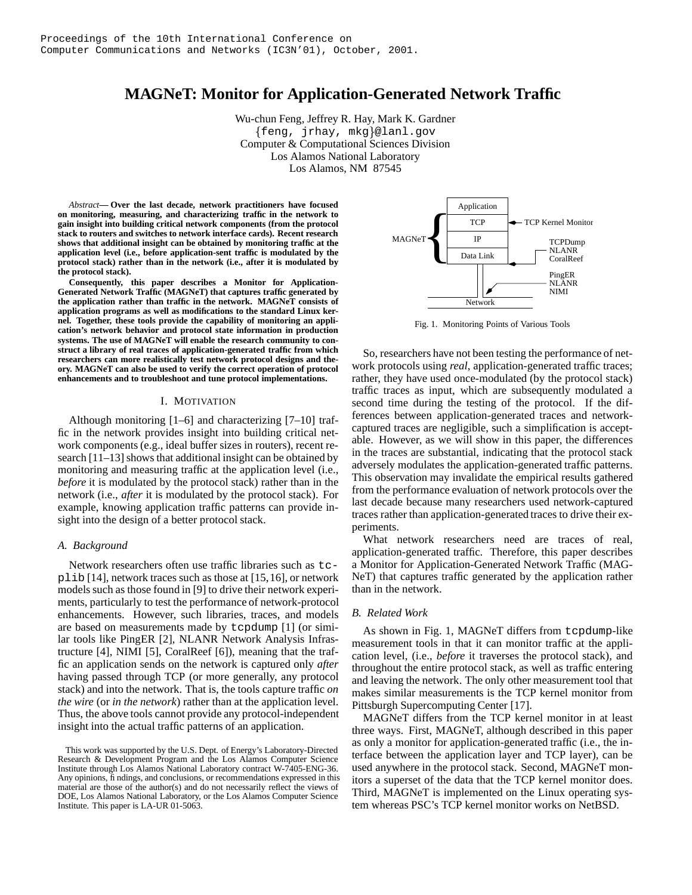Proceedings of the 10th International Conference on Computer Communications and Networks (IC3N'01), October, 2001.

# MAGNeT: Monitor for Application-Generated Network Traffic

Wu-chun Feng, Jeffrey R. Hay, Mark K. Gardner
{feng, jrhay, mkg}@lanl.gov
Computer & Computational Sciences Division
Los Alamos National Laboratory
Los Alamos, NM 87545

*Abstract*— **Over the last decade, network practitioners have focused on monitoring, measuring, and characterizing traffic in the network to gain insight into building critical network components (from the protocol stack to routers and switches to network interface cards). Recent research shows that additional insight can be obtained by monitoring traffic at the application level (i.e., before application-sent traffic is modulated by the protocol stack) rather than in the network (i.e., after it is modulated by the protocol stack).**

**Consequently, this paper describes a Monitor for Application-Generated Network Traffic (MAGNeT) that captures traffic generated by the application rather than traffic in the network. MAGNeT consists of application programs as well as modifications to the standard Linux kernel. Together, these tools provide the capability of monitoring an application's network behavior and protocol state information in production systems. The use of MAGNeT will enable the research community to construct a library of real traces of application-generated traffic from which researchers can more realistically test network protocol designs and theory. MAGNeT can also be used to verify the correct operation of protocol enhancements and to troubleshoot and tune protocol implementations.**

## I. Motivation

Although monitoring [1–6] and characterizing [7–10] traffic in the network provides insight into building critical network components (e.g., ideal buffer sizes in routers), recent research [11–13] shows that additional insight can be obtained by monitoring and measuring traffic at the application level (i.e., *before* it is modulated by the protocol stack) rather than in the network (i.e., *after* it is modulated by the protocol stack). For example, knowing application traffic patterns can provide insight into the design of a better protocol stack.

### A. Background

Network researchers often use traffic libraries such as `tcplib` [14], network traces such as those at [15,16], or network models such as those found in [9] to drive their network experiments, particularly to test the performance of network-protocol enhancements. However, such libraries, traces, and models are based on measurements made by `tcpdump` [1] (or similar tools like PingER [2], NLANR Network Analysis Infrastructure [4], NIMI [5], CoralReef [6]), meaning that the traffic an application sends on the network is captured only *after* having passed through TCP (or more generally, any protocol stack) and into the network. That is, the tools capture traffic *on the wire* (or *in the network*) rather than at the application level. Thus, the above tools cannot provide any protocol-independent insight into the actual traffic patterns of an application.

This work was supported by the U.S. Dept. of Energy's Laboratory-Directed Research & Development Program and the Los Alamos Computer Science Institute through Los Alamos National Laboratory contract W-7405-ENG-36. Any opinions, findings, and conclusions, or recommendations expressed in this material are those of the author(s) and do not necessarily reflect the views of DOE, Los Alamos National Laboratory, or the Los Alamos Computer Science Institute. This paper is LA-UR 01-5063.

| | Layer | Tools |
|---|---|---|
| MAGNeT | Application | |
| MAGNeT | TCP | TCP Kernel Monitor |
| MAGNeT | IP | |
| MAGNeT | Data Link | TCPDump, NLANR, CoralReef |
| | Network | PingER, NLANR, NIMI |

Fig. 1. Monitoring Points of Various Tools

So, researchers have not been testing the performance of network protocols using *real*, application-generated traffic traces; rather, they have used once-modulated (by the protocol stack) traffic traces as input, which are subsequently modulated a second time during the testing of the protocol. If the differences between application-generated traces and network-captured traces are negligible, such a simplification is acceptable. However, as we will show in this paper, the differences in the traces are substantial, indicating that the protocol stack adversely modulates the application-generated traffic patterns. This observation may invalidate the empirical results gathered from the performance evaluation of network protocols over the last decade because many researchers used network-captured traces rather than application-generated traces to drive their experiments.

What network researchers need are traces of real, application-generated traffic. Therefore, this paper describes a Monitor for Application-Generated Network Traffic (MAGNeT) that captures traffic generated by the application rather than in the network.

### B. Related Work

As shown in Fig. 1, MAGNeT differs from `tcpdump`-like measurement tools in that it can monitor traffic at the application level, (i.e., *before* it traverses the protocol stack), and throughout the entire protocol stack, as well as traffic entering and leaving the network. The only other measurement tool that makes similar measurements is the TCP kernel monitor from Pittsburgh Supercomputing Center [17].

MAGNeT differs from the TCP kernel monitor in at least three ways. First, MAGNeT, although described in this paper as only a monitor for application-generated traffic (i.e., the interface between the application layer and TCP layer), can be used anywhere in the protocol stack. Second, MAGNeT monitors a superset of the data that the TCP kernel monitor does. Third, MAGNeT is implemented on the Linux operating system whereas PSC's TCP kernel monitor works on NetBSD.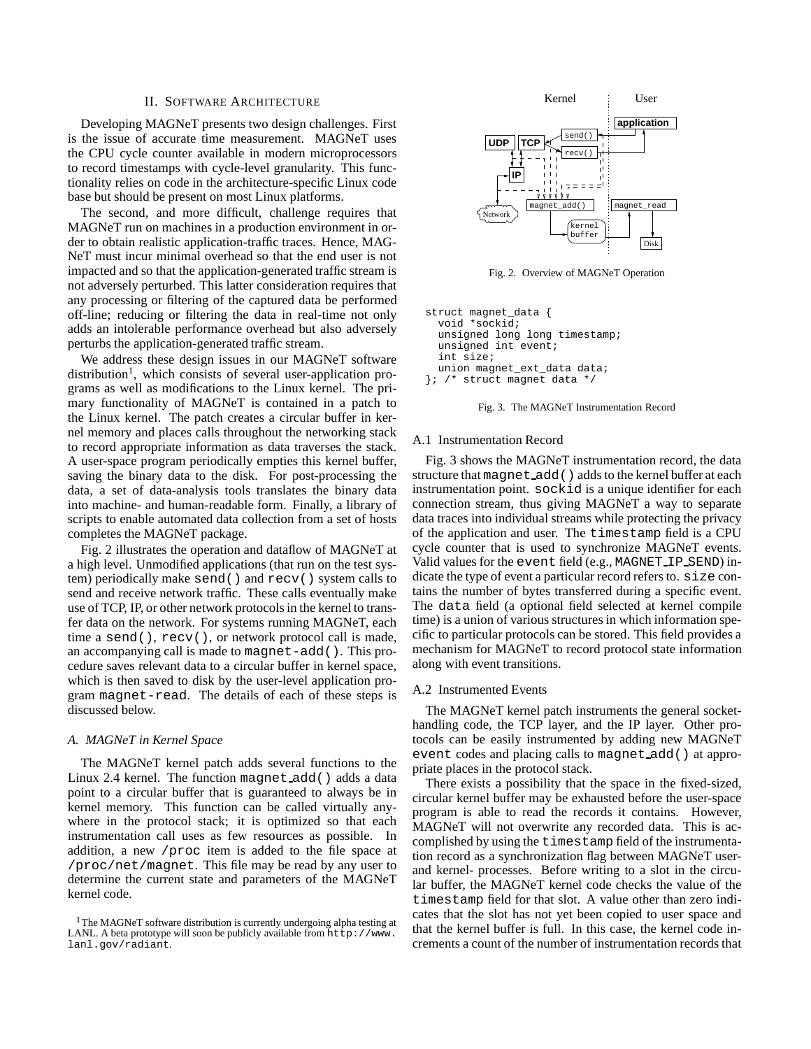## II. Software Architecture

Developing MAGNeT presents two design challenges. First is the issue of accurate time measurement. MAGNeT uses the CPU cycle counter available in modern microprocessors to record timestamps with cycle-level granularity. This functionality relies on code in the architecture-specific Linux code base but should be present on most Linux platforms.

The second, and more difficult, challenge requires that MAGNeT run on machines in a production environment in order to obtain realistic application-traffic traces. Hence, MAGNeT must incur minimal overhead so that the end user is not impacted and so that the application-generated traffic stream is not adversely perturbed. This latter consideration requires that any processing or filtering of the captured data be performed off-line; reducing or filtering the data in real-time not only adds an intolerable performance overhead but also adversely perturbs the application-generated traffic stream.

We address these design issues in our MAGNeT software distribution[1], which consists of several user-application programs as well as modifications to the Linux kernel. The primary functionality of MAGNeT is contained in a patch to the Linux kernel. The patch creates a circular buffer in kernel memory and places calls throughout the networking stack to record appropriate information as data traverses the stack. A user-space program periodically empties this kernel buffer, saving the binary data to the disk. For post-processing the data, a set of data-analysis tools translates the binary data into machine- and human-readable form. Finally, a library of scripts to enable automated data collection from a set of hosts completes the MAGNeT package.

Fig. 2 illustrates the operation and dataflow of MAGNeT at a high level. Unmodified applications (that run on the test system) periodically make `send()` and `recv()` system calls to send and receive network traffic. These calls eventually make use of TCP, IP, or other network protocols in the kernel to transfer data on the network. For systems running MAGNeT, each time a `send()`, `recv()`, or network protocol call is made, an accompanying call is made to `magnet-add()`. This procedure saves relevant data to a circular buffer in kernel space, which is then saved to disk by the user-level application program `magnet-read`. The details of each of these steps is discussed below.

### A. MAGNeT in Kernel Space

The MAGNeT kernel patch adds several functions to the Linux 2.4 kernel. The function `magnet_add()` adds a data point to a circular buffer that is guaranteed to always be in kernel memory. This function can be called virtually anywhere in the protocol stack; it is optimized so that each instrumentation call uses as few resources as possible. In addition, a new `/proc` item is added to the file space at `/proc/net/magnet`. This file may be read by any user to determine the current state and parameters of the MAGNeT kernel code.

[1] The MAGNeT software distribution is currently undergoing alpha testing at LANL. A beta prototype will soon be publicly available from `http://www.lanl.gov/radiant`.

Kernel
User
application
send()
recv()
UDP
TCP
IP
Network
magnet_add()
magnet_read
kernel buffer
Disk

Fig. 2. Overview of MAGNeT Operation

```
struct magnet_data {
  void *sockid;
  unsigned long long timestamp;
  unsigned int event;
  int size;
  union magnet_ext_data data;
}; /* struct magnet data */
```

Fig. 3. The MAGNeT Instrumentation Record

#### A.1 Instrumentation Record

Fig. 3 shows the MAGNeT instrumentation record, the data structure that `magnet_add()` adds to the kernel buffer at each instrumentation point. `sockid` is a unique identifier for each connection stream, thus giving MAGNeT a way to separate data traces into individual streams while protecting the privacy of the application and user. The `timestamp` field is a CPU cycle counter that is used to synchronize MAGNeT events. Valid values for the `event` field (e.g., `MAGNET_IP_SEND`) indicate the type of event a particular record refers to. `size` contains the number of bytes transferred during a specific event. The `data` field (a optional field selected at kernel compile time) is a union of various structures in which information specific to particular protocols can be stored. This field provides a mechanism for MAGNeT to record protocol state information along with event transitions.

#### A.2 Instrumented Events

The MAGNeT kernel patch instruments the general socket-handling code, the TCP layer, and the IP layer. Other protocols can be easily instrumented by adding new MAGNeT `event` codes and placing calls to `magnet_add()` at appropriate places in the protocol stack.

There exists a possibility that the space in the fixed-sized, circular kernel buffer may be exhausted before the user-space program is able to read the records it contains. However, MAGNeT will not overwrite any recorded data. This is accomplished by using the `timestamp` field of the instrumentation record as a synchronization flag between MAGNeT user- and kernel- processes. Before writing to a slot in the circular buffer, the MAGNeT kernel code checks the value of the `timestamp` field for that slot. A value other than zero indicates that the slot has not yet been copied to user space and that the kernel buffer is full. In this case, the kernel code increments a count of the number of instrumentation records that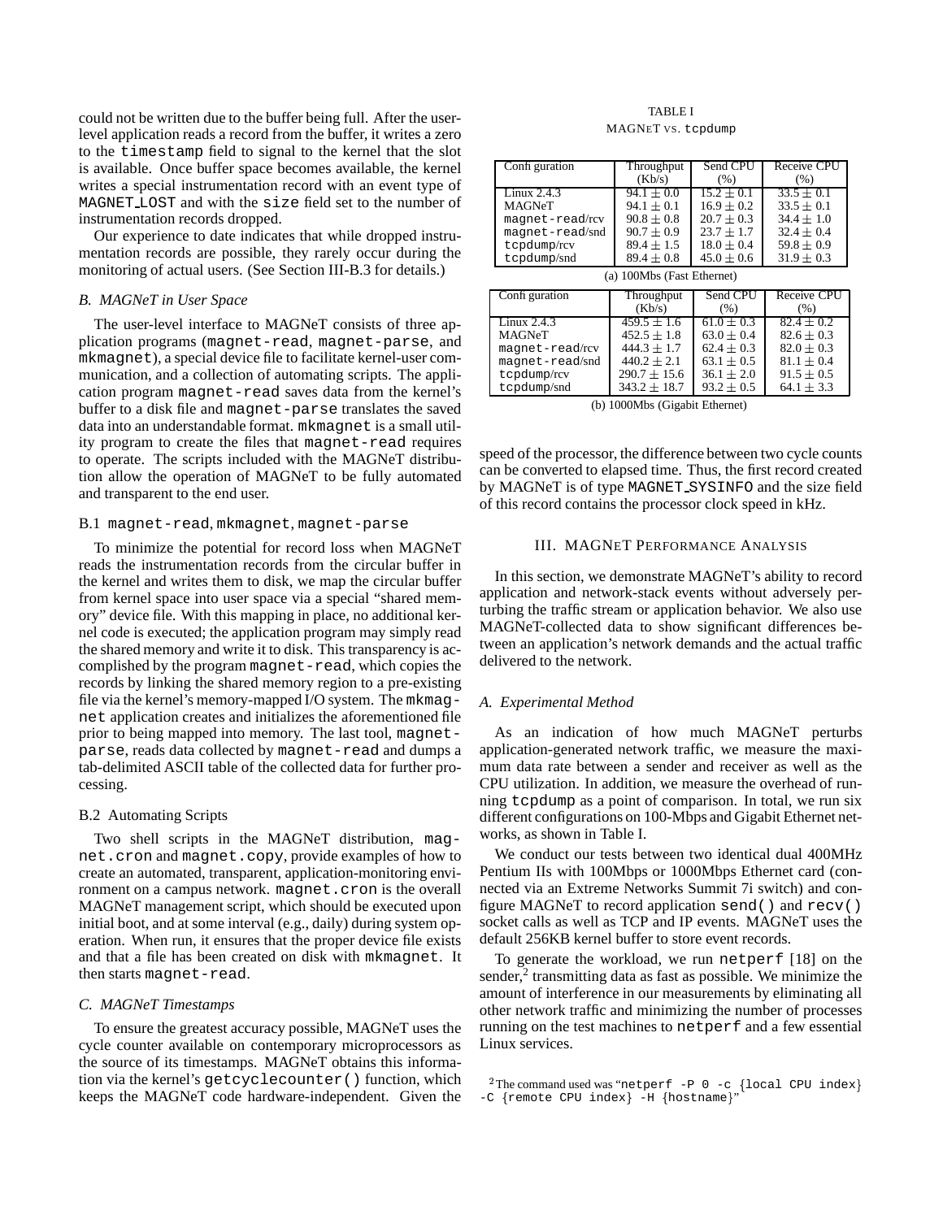could not be written due to the buffer being full. After the user-level application reads a record from the buffer, it writes a zero to the timestamp field to signal to the kernel that the slot is available. Once buffer space becomes available, the kernel writes a special instrumentation record with an event type of MAGNET_LOST and with the size field set to the number of instrumentation records dropped.

Our experience to date indicates that while dropped instrumentation records are possible, they rarely occur during the monitoring of actual users. (See Section III-B.3 for details.)

### B. MAGNeT in User Space

The user-level interface to MAGNeT consists of three application programs (magnet-read, magnet-parse, and mkmagnet), a special device file to facilitate kernel-user communication, and a collection of automating scripts. The application program magnet-read saves data from the kernel's buffer to a disk file and magnet-parse translates the saved data into an understandable format. mkmagnet is a small utility program to create the files that magnet-read requires to operate. The scripts included with the MAGNeT distribution allow the operation of MAGNeT to be fully automated and transparent to the end user.

#### B.1 magnet-read, mkmagnet, magnet-parse

To minimize the potential for record loss when MAGNeT reads the instrumentation records from the circular buffer in the kernel and writes them to disk, we map the circular buffer from kernel space into user space via a special "shared memory" device file. With this mapping in place, no additional kernel code is executed; the application program may simply read the shared memory and write it to disk. This transparency is accomplished by the program magnet-read, which copies the records by linking the shared memory region to a pre-existing file via the kernel's memory-mapped I/O system. The mkmagnet application creates and initializes the aforementioned file prior to being mapped into memory. The last tool, magnet-parse, reads data collected by magnet-read and dumps a tab-delimited ASCII table of the collected data for further processing.

#### B.2 Automating Scripts

Two shell scripts in the MAGNeT distribution, magnet.cron and magnet.copy, provide examples of how to create an automated, transparent, application-monitoring environment on a campus network. magnet.cron is the overall MAGNeT management script, which should be executed upon initial boot, and at some interval (e.g., daily) during system operation. When run, it ensures that the proper device file exists and that a file has been created on disk with mkmagnet. It then starts magnet-read.

### C. MAGNeT Timestamps

To ensure the greatest accuracy possible, MAGNeT uses the cycle counter available on contemporary microprocessors as the source of its timestamps. MAGNeT obtains this information via the kernel's getcyclecounter() function, which keeps the MAGNeT code hardware-independent. Given the speed of the processor, the difference between two cycle counts can be converted to elapsed time. Thus, the first record created by MAGNeT is of type MAGNET_SYSINFO and the size field of this record contains the processor clock speed in kHz.

TABLE I
MAGNeT vs. tcpdump

| Configuration | Throughput (Kb/s) | Send CPU (%) | Receive CPU (%) |
|---|---|---|---|
| Linux 2.4.3 | $94.1 \pm 0.0$ | $15.2 \pm 0.1$ | $33.5 \pm 0.1$ |
| MAGNeT | $94.1 \pm 0.1$ | $16.9 \pm 0.2$ | $33.5 \pm 0.1$ |
| magnet-read/rcv | $90.8 \pm 0.8$ | $20.7 \pm 0.3$ | $34.4 \pm 1.0$ |
| magnet-read/snd | $90.7 \pm 0.9$ | $23.7 \pm 1.7$ | $32.4 \pm 0.4$ |
| tcpdump/rcv | $89.4 \pm 1.5$ | $18.0 \pm 0.4$ | $59.8 \pm 0.9$ |
| tcpdump/snd | $89.4 \pm 0.8$ | $45.0 \pm 0.6$ | $31.9 \pm 0.3$ |

(a) 100Mbs (Fast Ethernet)

| Configuration | Throughput (Kb/s) | Send CPU (%) | Receive CPU (%) |
|---|---|---|---|
| Linux 2.4.3 | $459.5 \pm 1.6$ | $61.0 \pm 0.3$ | $82.4 \pm 0.2$ |
| MAGNeT | $452.5 \pm 1.8$ | $63.0 \pm 0.4$ | $82.6 \pm 0.3$ |
| magnet-read/rcv | $444.3 \pm 1.7$ | $62.4 \pm 0.3$ | $82.0 \pm 0.3$ |
| magnet-read/snd | $440.2 \pm 2.1$ | $63.1 \pm 0.5$ | $81.1 \pm 0.4$ |
| tcpdump/rcv | $290.7 \pm 15.6$ | $36.1 \pm 2.0$ | $91.5 \pm 0.5$ |
| tcpdump/snd | $343.2 \pm 18.7$ | $93.2 \pm 0.5$ | $64.1 \pm 3.3$ |

(b) 1000Mbs (Gigabit Ethernet)

## III. MAGNeT Performance Analysis

In this section, we demonstrate MAGNeT's ability to record application and network-stack events without adversely perturbing the traffic stream or application behavior. We also use MAGNeT-collected data to show significant differences between an application's network demands and the actual traffic delivered to the network.

### A. Experimental Method

As an indication of how much MAGNeT perturbs application-generated network traffic, we measure the maximum data rate between a sender and receiver as well as the CPU utilization. In addition, we measure the overhead of running tcpdump as a point of comparison. In total, we run six different configurations on 100-Mbps and Gigabit Ethernet networks, as shown in Table I.

We conduct our tests between two identical dual 400MHz Pentium IIs with 100Mbps or 1000Mbps Ethernet card (connected via an Extreme Networks Summit 7i switch) and configure MAGNeT to record application send() and recv() socket calls as well as TCP and IP events. MAGNeT uses the default 256KB kernel buffer to store event records.

To generate the workload, we run netperf [18] on the sender,[2] transmitting data as fast as possible. We minimize the amount of interference in our measurements by eliminating all other network traffic and minimizing the number of processes running on the test machines to netperf and a few essential Linux services.

[2] The command used was "netperf -P 0 -c {local CPU index} -C {remote CPU index} -H {hostname}"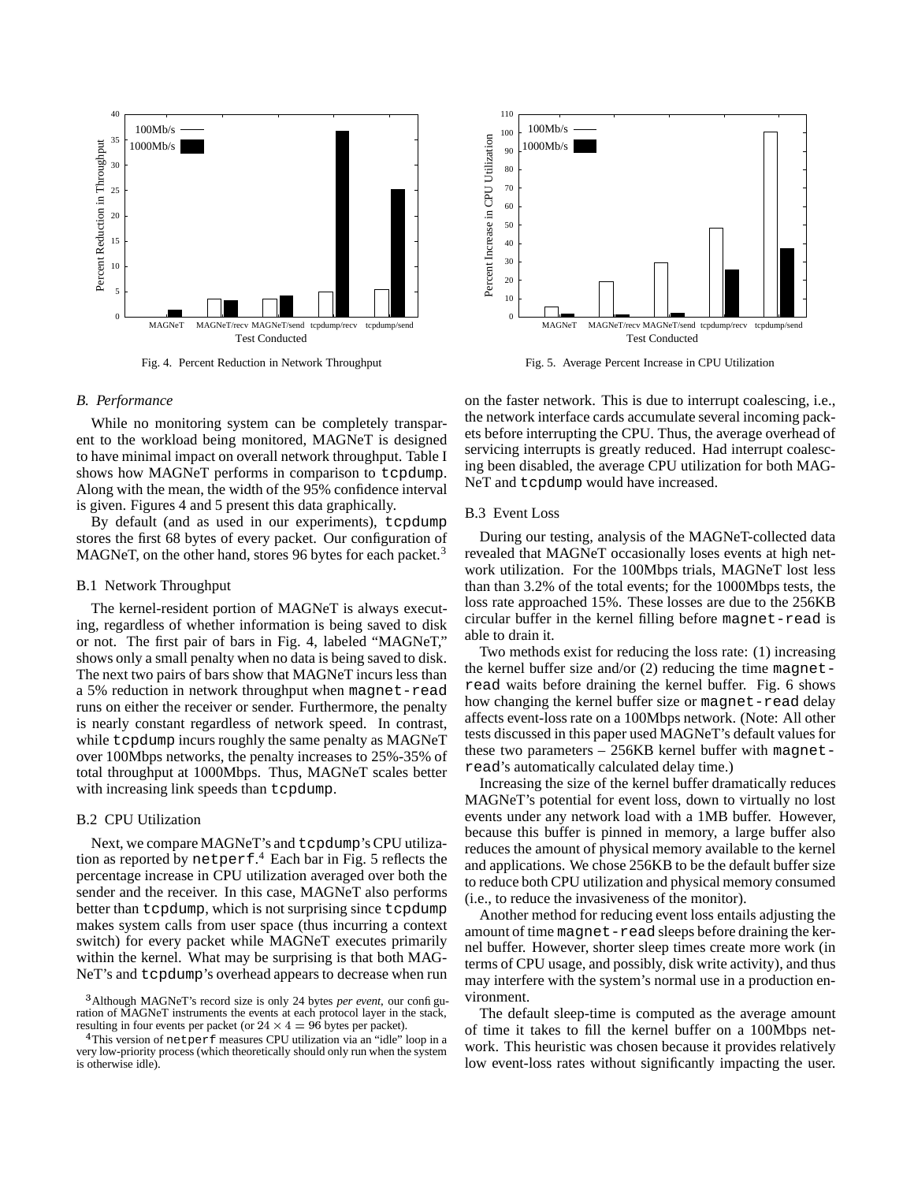Fig. 4. Percent Reduction in Network Throughput

Fig. 5. Average Percent Increase in CPU Utilization

### *B. Performance*

While no monitoring system can be completely transparent to the workload being monitored, MAGNeT is designed to have minimal impact on overall network throughput. Table I shows how MAGNeT performs in comparison to `tcpdump`. Along with the mean, the width of the 95% confidence interval is given. Figures 4 and 5 present this data graphically.

By default (and as used in our experiments), `tcpdump` stores the first 68 bytes of every packet. Our configuration of MAGNeT, on the other hand, stores 96 bytes for each packet.[3]

#### B.1 Network Throughput

The kernel-resident portion of MAGNeT is always executing, regardless of whether information is being saved to disk or not. The first pair of bars in Fig. 4, labeled "MAGNeT," shows only a small penalty when no data is being saved to disk. The next two pairs of bars show that MAGNeT incurs less than a 5% reduction in network throughput when `magnet-read` runs on either the receiver or sender. Furthermore, the penalty is nearly constant regardless of network speed. In contrast, while `tcpdump` incurs roughly the same penalty as MAGNeT over 100Mbps networks, the penalty increases to 25%-35% of total throughput at 1000Mbps. Thus, MAGNeT scales better with increasing link speeds than `tcpdump`.

#### B.2 CPU Utilization

Next, we compare MAGNeT's and `tcpdump`'s CPU utilization as reported by `netperf`.[4] Each bar in Fig. 5 reflects the percentage increase in CPU utilization averaged over both the sender and the receiver. In this case, MAGNeT also performs better than `tcpdump`, which is not surprising since `tcpdump` makes system calls from user space (thus incurring a context switch) for every packet while MAGNeT executes primarily within the kernel. What may be surprising is that both MAGNeT's and `tcpdump`'s overhead appears to decrease when run on the faster network. This is due to interrupt coalescing, i.e., the network interface cards accumulate several incoming packets before interrupting the CPU. Thus, the average overhead of servicing interrupts is greatly reduced. Had interrupt coalescing been disabled, the average CPU utilization for both MAGNeT and `tcpdump` would have increased.

#### B.3 Event Loss

During our testing, analysis of the MAGNeT-collected data revealed that MAGNeT occasionally loses events at high network utilization. For the 100Mbps trials, MAGNeT lost less than than 3.2% of the total events; for the 1000Mbps tests, the loss rate approached 15%. These losses are due to the 256KB circular buffer in the kernel filling before `magnet-read` is able to drain it.

Two methods exist for reducing the loss rate: (1) increasing the kernel buffer size and/or (2) reducing the time `magnet-read` waits before draining the kernel buffer. Fig. 6 shows how changing the kernel buffer size or `magnet-read` delay affects event-loss rate on a 100Mbps network. (Note: All other tests discussed in this paper used MAGNeT's default values for these two parameters – 256KB kernel buffer with `magnet-read`'s automatically calculated delay time.)

Increasing the size of the kernel buffer dramatically reduces MAGNeT's potential for event loss, down to virtually no lost events under any network load with a 1MB buffer. However, because this buffer is pinned in memory, a large buffer also reduces the amount of physical memory available to the kernel and applications. We chose 256KB to be the default buffer size to reduce both CPU utilization and physical memory consumed (i.e., to reduce the invasiveness of the monitor).

Another method for reducing event loss entails adjusting the amount of time `magnet-read` sleeps before draining the kernel buffer. However, shorter sleep times create more work (in terms of CPU usage, and possibly, disk write activity), and thus may interfere with the system's normal use in a production environment.

The default sleep-time is computed as the average amount of time it takes to fill the kernel buffer on a 100Mbps network. This heuristic was chosen because it provides relatively low event-loss rates without significantly impacting the user.

[3] Although MAGNeT's record size is only 24 bytes *per event*, our configuration of MAGNeT instruments the events at each protocol layer in the stack, resulting in four events per packet (or $24 \times 4 = 96$ bytes per packet).

[4] This version of `netperf` measures CPU utilization via an "idle" loop in a very low-priority process (which theoretically should only run when the system is otherwise idle).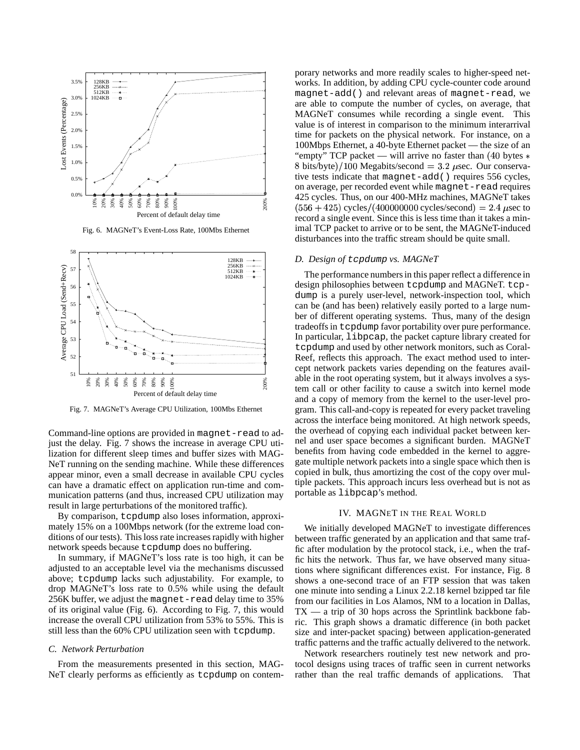Fig. 6. MAGNeT's Event-Loss Rate, 100Mbs Ethernet

Fig. 7. MAGNeT's Average CPU Utilization, 100Mbs Ethernet

Command-line options are provided in magnet-read to adjust the delay. Fig. 7 shows the increase in average CPU utilization for different sleep times and buffer sizes with MAGNeT running on the sending machine. While these differences appear minor, even a small decrease in available CPU cycles can have a dramatic effect on application run-time and communication patterns (and thus, increased CPU utilization may result in large perturbations of the monitored traffic).

By comparison, tcpdump also loses information, approximately 15% on a 100Mbps network (for the extreme load conditions of our tests). This loss rate increases rapidly with higher network speeds because tcpdump does no buffering.

In summary, if MAGNeT's loss rate is too high, it can be adjusted to an acceptable level via the mechanisms discussed above; tcpdump lacks such adjustability. For example, to drop MAGNeT's loss rate to 0.5% while using the default 256K buffer, we adjust the magnet-read delay time to 35% of its original value (Fig. 6). According to Fig. 7, this would increase the overall CPU utilization from 53% to 55%. This is still less than the 60% CPU utilization seen with tcpdump.

### *C. Network Perturbation*

From the measurements presented in this section, MAGNeT clearly performs as efficiently as tcpdump on contemporary networks and more readily scales to higher-speed networks. In addition, by adding CPU cycle-counter code around magnet-add() and relevant areas of magnet-read, we are able to compute the number of cycles, on average, that MAGNeT consumes while recording a single event. This value is of interest in comparison to the minimum interarrival time for packets on the physical network. For instance, on a 100Mbps Ethernet, a 40-byte Ethernet packet — the size of an "empty" TCP packet — will arrive no faster than $(40 \text{ bytes} * 8 \text{ bits/byte})/100 \text{ Megabits/second} = 3.2\ \mu\text{sec}$. Our conservative tests indicate that magnet-add() requires 556 cycles, on average, per recorded event while magnet-read requires 425 cycles. Thus, on our 400-MHz machines, MAGNeT takes $(556 + 425) \text{ cycles}/(400000000 \text{ cycles/second}) = 2.4\ \mu\text{sec}$ to record a single event. Since this is less time than it takes a minimal TCP packet to arrive or to be sent, the MAGNeT-induced disturbances into the traffic stream should be quite small.

### *D. Design of tcpdump vs. MAGNeT*

The performance numbers in this paper reflect a difference in design philosophies between tcpdump and MAGNeT. tcpdump is a purely user-level, network-inspection tool, which can be (and has been) relatively easily ported to a large number of different operating systems. Thus, many of the design tradeoffs in tcpdump favor portability over pure performance. In particular, libpcap, the packet capture library created for tcpdump and used by other network monitors, such as CoralReef, reflects this approach. The exact method used to intercept network packets varies depending on the features available in the root operating system, but it always involves a system call or other facility to cause a switch into kernel mode and a copy of memory from the kernel to the user-level program. This call-and-copy is repeated for every packet traveling across the interface being monitored. At high network speeds, the overhead of copying each individual packet between kernel and user space becomes a significant burden. MAGNeT benefits from having code embedded in the kernel to aggregate multiple network packets into a single space which then is copied in bulk, thus amortizing the cost of the copy over multiple packets. This approach incurs less overhead but is not as portable as libpcap's method.

## IV. MAGNeT in the Real World

We initially developed MAGNeT to investigate differences between traffic generated by an application and that same traffic after modulation by the protocol stack, i.e., when the traffic hits the network. Thus far, we have observed many situations where significant differences exist. For instance, Fig. 8 shows a one-second trace of an FTP session that was taken one minute into sending a Linux 2.2.18 kernel bzipped tar file from our facilities in Los Alamos, NM to a location in Dallas, TX — a trip of 30 hops across the Sprintlink backbone fabric. This graph shows a dramatic difference (in both packet size and inter-packet spacing) between application-generated traffic patterns and the traffic actually delivered to the network.

Network researchers routinely test new network and protocol designs using traces of traffic seen in current networks rather than the real traffic demands of applications. That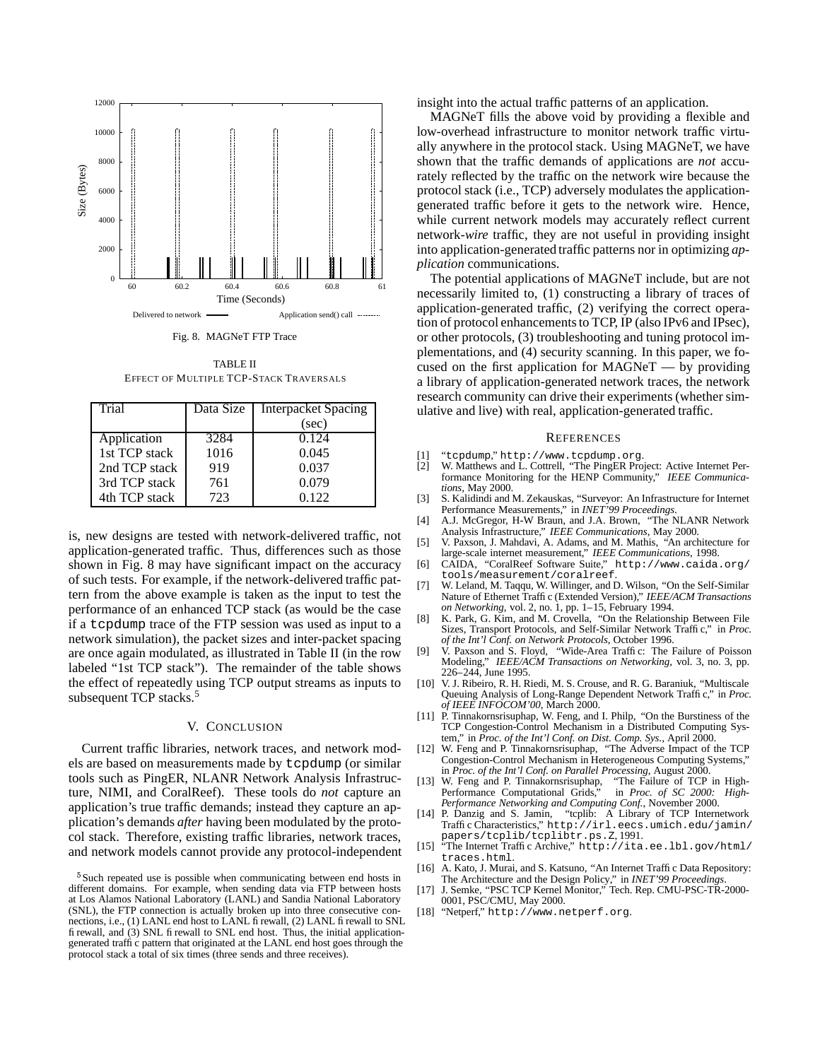12000

10000

8000

6000

4000

2000

0

Size (Bytes)

60 60.2 60.4 60.6 60.8 61

Time (Seconds)

Delivered to network

Application send() call

Fig. 8. MAGNeT FTP Trace

TABLE II
EFFECT OF MULTIPLE TCP-STACK TRAVERSALS

| Trial | Data Size | Interpacket Spacing (sec) |
|---|---|---|
| Application | 3284 | 0.124 |
| 1st TCP stack | 1016 | 0.045 |
| 2nd TCP stack | 919 | 0.037 |
| 3rd TCP stack | 761 | 0.079 |
| 4th TCP stack | 723 | 0.122 |

is, new designs are tested with network-delivered traffic, not application-generated traffic. Thus, differences such as those shown in Fig. 8 may have significant impact on the accuracy of such tests. For example, if the network-delivered traffic pattern from the above example is taken as the input to test the performance of an enhanced TCP stack (as would be the case if a `tcpdump` trace of the FTP session was used as input to a network simulation), the packet sizes and inter-packet spacing are once again modulated, as illustrated in Table II (in the row labeled "1st TCP stack"). The remainder of the table shows the effect of repeatedly using TCP output streams as inputs to subsequent TCP stacks.[5]

## V. CONCLUSION

Current traffic libraries, network traces, and network models are based on measurements made by `tcpdump` (or similar tools such as PingER, NLANR Network Analysis Infrastructure, NIMI, and CoralReef). These tools do *not* capture an application's true traffic demands; instead they capture an application's demands *after* having been modulated by the protocol stack. Therefore, existing traffic libraries, network traces, and network models cannot provide any protocol-independent insight into the actual traffic patterns of an application.

MAGNeT fills the above void by providing a flexible and low-overhead infrastructure to monitor network traffic virtually anywhere in the protocol stack. Using MAGNeT, we have shown that the traffic demands of applications are *not* accurately reflected by the traffic on the network wire because the protocol stack (i.e., TCP) adversely modulates the application-generated traffic before it gets to the network wire. Hence, while current network models may accurately reflect current network-*wire* traffic, they are not useful in providing insight into application-generated traffic patterns nor in optimizing *application* communications.

The potential applications of MAGNeT include, but are not necessarily limited to, (1) constructing a library of traces of application-generated traffic, (2) verifying the correct operation of protocol enhancements to TCP, IP (also IPv6 and IPsec), or other protocols, (3) troubleshooting and tuning protocol implementations, and (4) security scanning. In this paper, we focused on the first application for MAGNeT — by providing a library of application-generated network traces, the network research community can drive their experiments (whether simulative and live) with real, application-generated traffic.

[5] Such repeated use is possible when communicating between end hosts in different domains. For example, when sending data via FTP between hosts at Los Alamos National Laboratory (LANL) and Sandia National Laboratory (SNL), the FTP connection is actually broken up into three consecutive connections, i.e., (1) LANL end host to LANL firewall, (2) LANL firewall to SNL firewall, and (3) SNL firewall to SNL end host. Thus, the initial application-generated traffic pattern that originated at the LANL end host goes through the protocol stack a total of six times (three sends and three receives).

## REFERENCES

[1] "`tcpdump`," `http://www.tcpdump.org`.

[2] W. Matthews and L. Cottrell, "The PingER Project: Active Internet Performance Monitoring for the HENP Community," *IEEE Communications*, May 2000.

[3] S. Kalidindi and M. Zekauskas, "Surveyor: An Infrastructure for Internet Performance Measurements," in *INET'99 Proceedings*.

[4] A.J. McGregor, H-W Braun, and J.A. Brown, "The NLANR Network Analysis Infrastructure," *IEEE Communications*, May 2000.

[5] V. Paxson, J. Mahdavi, A. Adams, and M. Mathis, "An architecture for large-scale internet measurement," *IEEE Communications*, 1998.

[6] CAIDA, "CoralReef Software Suite," `http://www.caida.org/tools/measurement/coralreef`.

[7] W. Leland, M. Taqqu, W. Willinger, and D. Wilson, "On the Self-Similar Nature of Ethernet Traffic (Extended Version)," *IEEE/ACM Transactions on Networking*, vol. 2, no. 1, pp. 1–15, February 1994.

[8] K. Park, G. Kim, and M. Crovella, "On the Relationship Between File Sizes, Transport Protocols, and Self-Similar Network Traffic," in *Proc. of the Int'l Conf. on Network Protocols*, October 1996.

[9] V. Paxson and S. Floyd, "Wide-Area Traffic: The Failure of Poisson Modeling," *IEEE/ACM Transactions on Networking*, vol. 3, no. 3, pp. 226–244, June 1995.

[10] V. J. Ribeiro, R. H. Riedi, M. S. Crouse, and R. G. Baraniuk, "Multiscale Queuing Analysis of Long-Range Dependent Network Traffic," in *Proc. of IEEE INFOCOM'00*, March 2000.

[11] P. Tinnakornsrisuphap, W. Feng, and I. Philp, "On the Burstiness of the TCP Congestion-Control Mechanism in a Distributed Computing System," in *Proc. of the Int'l Conf. on Dist. Comp. Sys.*, April 2000.

[12] W. Feng and P. Tinnakornsrisuphap, "The Adverse Impact of the TCP Congestion-Control Mechanism in Heterogeneous Computing Systems," in *Proc. of the Int'l Conf. on Parallel Processing*, August 2000.

[13] W. Feng and P. Tinnakornsrisuphap, "The Failure of TCP in High-Performance Computational Grids," in *Proc. of SC 2000: High-Performance Networking and Computing Conf.*, November 2000.

[14] P. Danzig and S. Jamin, "tcplib: A Library of TCP Internetwork Traffic Characteristics," `http://irl.eecs.umich.edu/jamin/papers/tcplib/tcplibtr.ps.Z`, 1991.

[15] "The Internet Traffic Archive," `http://ita.ee.lbl.gov/html/traces.html`.

[16] A. Kato, J. Murai, and S. Katsuno, "An Internet Traffic Data Repository: The Architecture and the Design Policy," in *INET'99 Proceedings*.

[17] J. Semke, "PSC TCP Kernel Monitor," Tech. Rep. CMU-PSC-TR-2000-0001, PSC/CMU, May 2000.

[18] "Netperf," `http://www.netperf.org`.